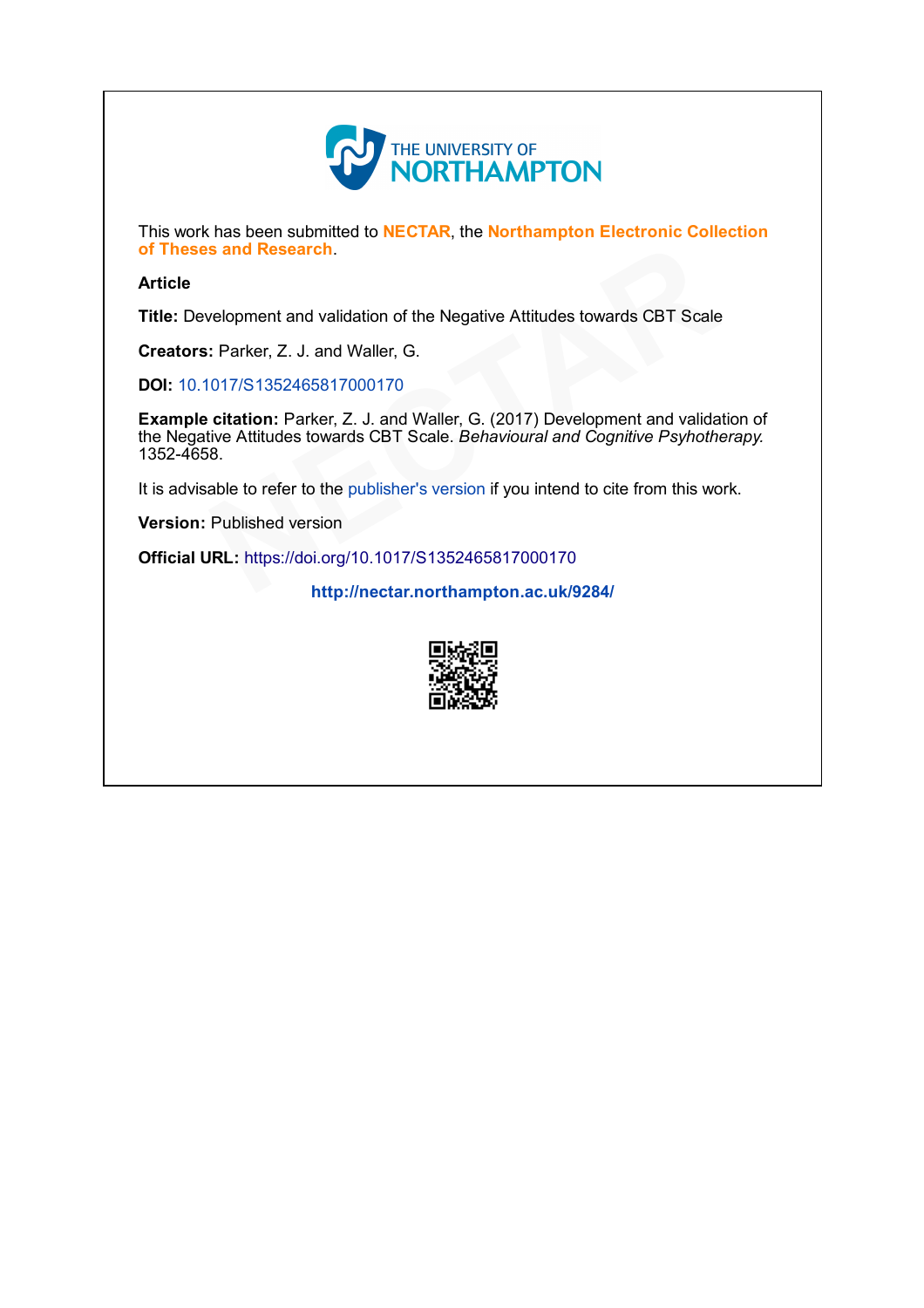THE UNIVERSITY OF NORTHAMPTON

This work has been submitted to **NECTAR**, the **Northampton Electronic Collection of Theses and Research**.

**Article**

**Title:** Development and validation of the Negative Attitudes towards CBT Scale

**Creators:** Parker, Z. J. and Waller, G.

**DOI:** 10.1017/S1352465817000170

**Example citation:** Parker, Z. J. and Waller, G. (2017) Development and validation of the Negative Attitudes towards CBT Scale. *Behavioural and Cognitive Psyhotherapy.* 1352-4658.

It is advisable to refer to the publisher's version if you intend to cite from this work.

**Version:** Published version

**Official URL:** https://doi.org/10.1017/S1352465817000170

**http://nectar.northampton.ac.uk/9284/**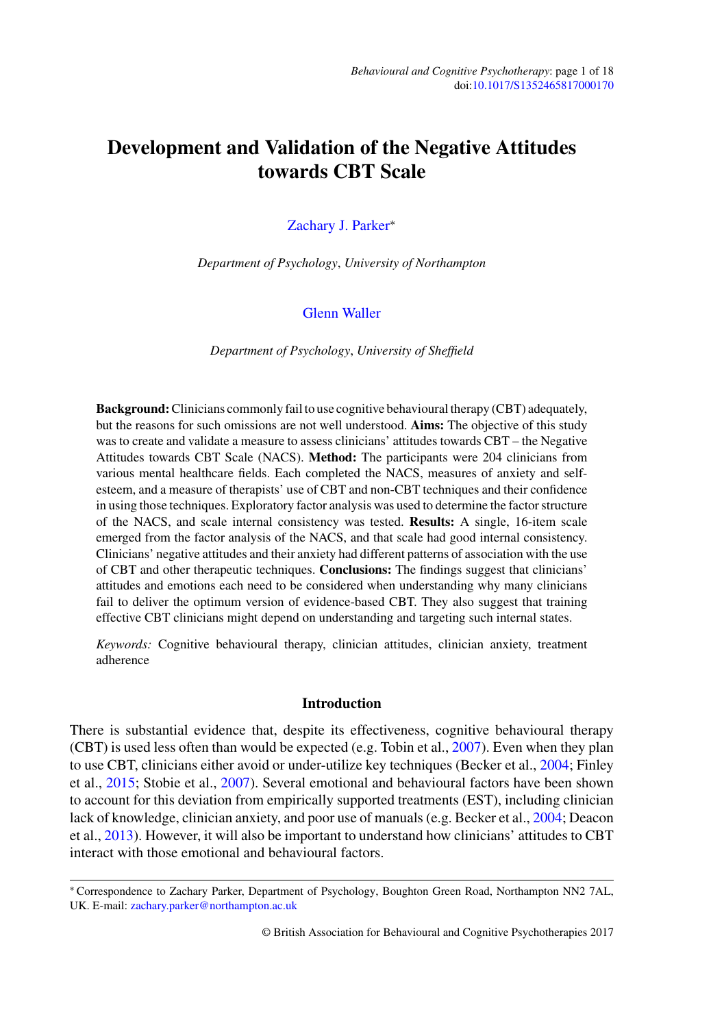# Development and Validation of the Negative Attitudes towards CBT Scale

Zachary J. Parker*

*Department of Psychology, University of Northampton*

Glenn Waller

*Department of Psychology, University of Sheffield*

**Background:** Clinicians commonly fail to use cognitive behavioural therapy (CBT) adequately, but the reasons for such omissions are not well understood. **Aims:** The objective of this study was to create and validate a measure to assess clinicians' attitudes towards CBT – the Negative Attitudes towards CBT Scale (NACS). **Method:** The participants were 204 clinicians from various mental healthcare fields. Each completed the NACS, measures of anxiety and self-esteem, and a measure of therapists' use of CBT and non-CBT techniques and their confidence in using those techniques. Exploratory factor analysis was used to determine the factor structure of the NACS, and scale internal consistency was tested. **Results:** A single, 16-item scale emerged from the factor analysis of the NACS, and that scale had good internal consistency. Clinicians' negative attitudes and their anxiety had different patterns of association with the use of CBT and other therapeutic techniques. **Conclusions:** The findings suggest that clinicians' attitudes and emotions each need to be considered when understanding why many clinicians fail to deliver the optimum version of evidence-based CBT. They also suggest that training effective CBT clinicians might depend on understanding and targeting such internal states.

*Keywords:* Cognitive behavioural therapy, clinician attitudes, clinician anxiety, treatment adherence

## Introduction

There is substantial evidence that, despite its effectiveness, cognitive behavioural therapy (CBT) is used less often than would be expected (e.g. Tobin et al., 2007). Even when they plan to use CBT, clinicians either avoid or under-utilize key techniques (Becker et al., 2004; Finley et al., 2015; Stobie et al., 2007). Several emotional and behavioural factors have been shown to account for this deviation from empirically supported treatments (EST), including clinician lack of knowledge, clinician anxiety, and poor use of manuals (e.g. Becker et al., 2004; Deacon et al., 2013). However, it will also be important to understand how clinicians' attitudes to CBT interact with those emotional and behavioural factors.

* Correspondence to Zachary Parker, Department of Psychology, Boughton Green Road, Northampton NN2 7AL, UK. E-mail: zachary.parker@northampton.ac.uk

© British Association for Behavioural and Cognitive Psychotherapies 2017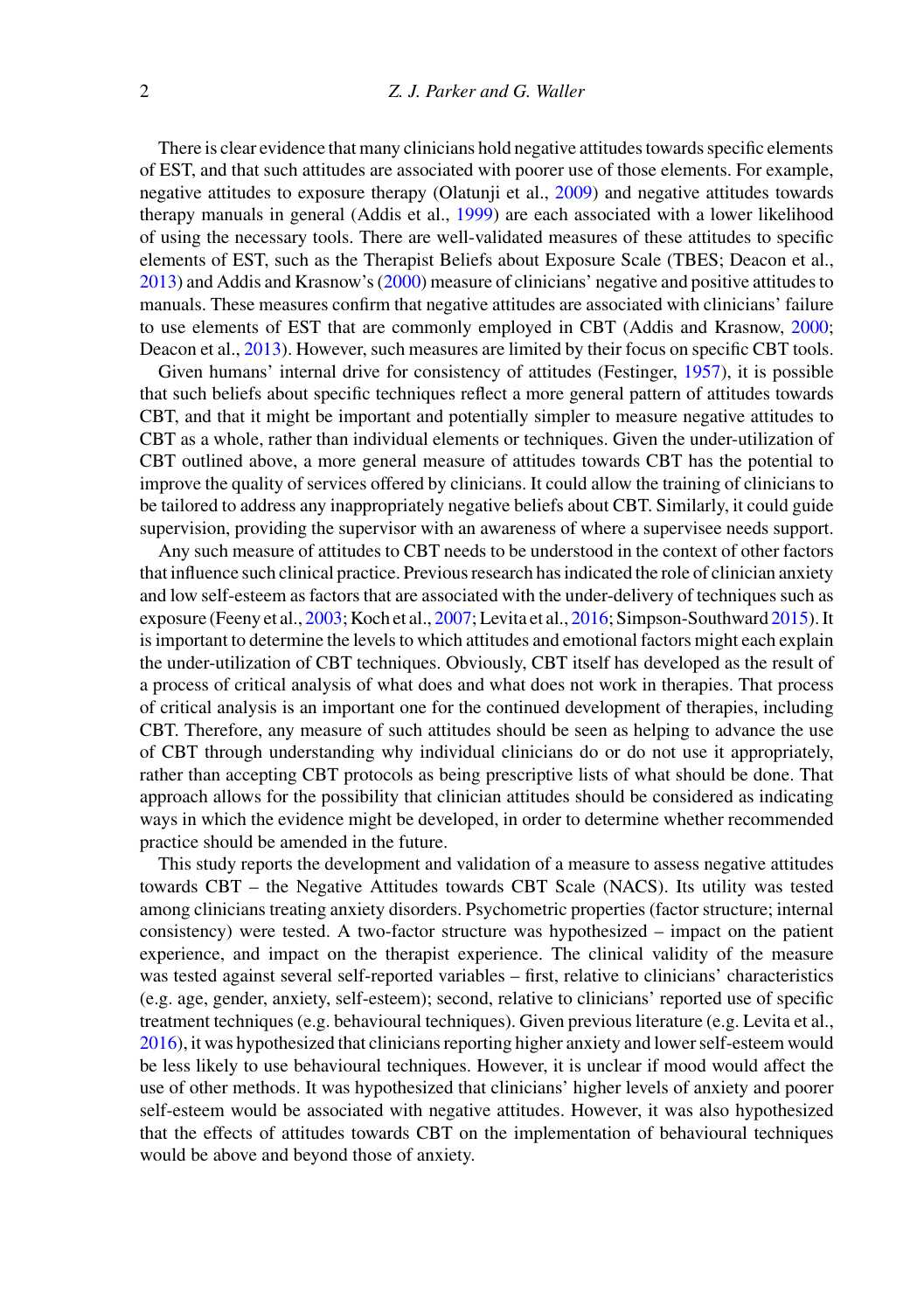There is clear evidence that many clinicians hold negative attitudes towards specific elements of EST, and that such attitudes are associated with poorer use of those elements. For example, negative attitudes to exposure therapy (Olatunji et al., 2009) and negative attitudes towards therapy manuals in general (Addis et al., 1999) are each associated with a lower likelihood of using the necessary tools. There are well-validated measures of these attitudes to specific elements of EST, such as the Therapist Beliefs about Exposure Scale (TBES; Deacon et al., 2013) and Addis and Krasnow's (2000) measure of clinicians' negative and positive attitudes to manuals. These measures confirm that negative attitudes are associated with clinicians' failure to use elements of EST that are commonly employed in CBT (Addis and Krasnow, 2000; Deacon et al., 2013). However, such measures are limited by their focus on specific CBT tools.

Given humans' internal drive for consistency of attitudes (Festinger, 1957), it is possible that such beliefs about specific techniques reflect a more general pattern of attitudes towards CBT, and that it might be important and potentially simpler to measure negative attitudes to CBT as a whole, rather than individual elements or techniques. Given the under-utilization of CBT outlined above, a more general measure of attitudes towards CBT has the potential to improve the quality of services offered by clinicians. It could allow the training of clinicians to be tailored to address any inappropriately negative beliefs about CBT. Similarly, it could guide supervision, providing the supervisor with an awareness of where a supervisee needs support.

Any such measure of attitudes to CBT needs to be understood in the context of other factors that influence such clinical practice. Previous research has indicated the role of clinician anxiety and low self-esteem as factors that are associated with the under-delivery of techniques such as exposure (Feeny et al., 2003; Koch et al., 2007; Levita et al., 2016; Simpson-Southward 2015). It is important to determine the levels to which attitudes and emotional factors might each explain the under-utilization of CBT techniques. Obviously, CBT itself has developed as the result of a process of critical analysis of what does and what does not work in therapies. That process of critical analysis is an important one for the continued development of therapies, including CBT. Therefore, any measure of such attitudes should be seen as helping to advance the use of CBT through understanding why individual clinicians do or do not use it appropriately, rather than accepting CBT protocols as being prescriptive lists of what should be done. That approach allows for the possibility that clinician attitudes should be considered as indicating ways in which the evidence might be developed, in order to determine whether recommended practice should be amended in the future.

This study reports the development and validation of a measure to assess negative attitudes towards CBT – the Negative Attitudes towards CBT Scale (NACS). Its utility was tested among clinicians treating anxiety disorders. Psychometric properties (factor structure; internal consistency) were tested. A two-factor structure was hypothesized – impact on the patient experience, and impact on the therapist experience. The clinical validity of the measure was tested against several self-reported variables – first, relative to clinicians' characteristics (e.g. age, gender, anxiety, self-esteem); second, relative to clinicians' reported use of specific treatment techniques (e.g. behavioural techniques). Given previous literature (e.g. Levita et al., 2016), it was hypothesized that clinicians reporting higher anxiety and lower self-esteem would be less likely to use behavioural techniques. However, it is unclear if mood would affect the use of other methods. It was hypothesized that clinicians' higher levels of anxiety and poorer self-esteem would be associated with negative attitudes. However, it was also hypothesized that the effects of attitudes towards CBT on the implementation of behavioural techniques would be above and beyond those of anxiety.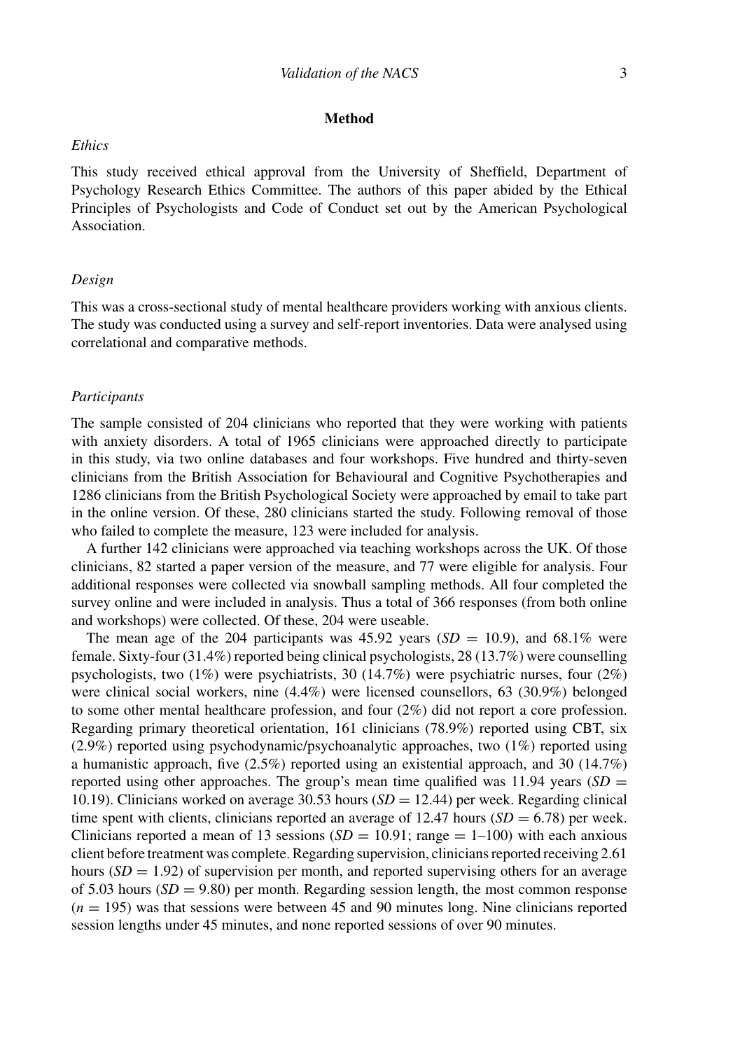## Method

### *Ethics*

This study received ethical approval from the University of Sheffield, Department of Psychology Research Ethics Committee. The authors of this paper abided by the Ethical Principles of Psychologists and Code of Conduct set out by the American Psychological Association.

### *Design*

This was a cross-sectional study of mental healthcare providers working with anxious clients. The study was conducted using a survey and self-report inventories. Data were analysed using correlational and comparative methods.

### *Participants*

The sample consisted of 204 clinicians who reported that they were working with patients with anxiety disorders. A total of 1965 clinicians were approached directly to participate in this study, via two online databases and four workshops. Five hundred and thirty-seven clinicians from the British Association for Behavioural and Cognitive Psychotherapies and 1286 clinicians from the British Psychological Society were approached by email to take part in the online version. Of these, 280 clinicians started the study. Following removal of those who failed to complete the measure, 123 were included for analysis.

A further 142 clinicians were approached via teaching workshops across the UK. Of those clinicians, 82 started a paper version of the measure, and 77 were eligible for analysis. Four additional responses were collected via snowball sampling methods. All four completed the survey online and were included in analysis. Thus a total of 366 responses (from both online and workshops) were collected. Of these, 204 were useable.

The mean age of the 204 participants was 45.92 years ($SD = 10.9$), and 68.1% were female. Sixty-four (31.4%) reported being clinical psychologists, 28 (13.7%) were counselling psychologists, two (1%) were psychiatrists, 30 (14.7%) were psychiatric nurses, four (2%) were clinical social workers, nine (4.4%) were licensed counsellors, 63 (30.9%) belonged to some other mental healthcare profession, and four (2%) did not report a core profession. Regarding primary theoretical orientation, 161 clinicians (78.9%) reported using CBT, six (2.9%) reported using psychodynamic/psychoanalytic approaches, two (1%) reported using a humanistic approach, five (2.5%) reported using an existential approach, and 30 (14.7%) reported using other approaches. The group's mean time qualified was 11.94 years ($SD = 10.19$). Clinicians worked on average 30.53 hours ($SD = 12.44$) per week. Regarding clinical time spent with clients, clinicians reported an average of 12.47 hours ($SD = 6.78$) per week. Clinicians reported a mean of 13 sessions ($SD = 10.91$; range = 1–100) with each anxious client before treatment was complete. Regarding supervision, clinicians reported receiving 2.61 hours ($SD = 1.92$) of supervision per month, and reported supervising others for an average of 5.03 hours ($SD = 9.80$) per month. Regarding session length, the most common response ($n = 195$) was that sessions were between 45 and 90 minutes long. Nine clinicians reported session lengths under 45 minutes, and none reported sessions of over 90 minutes.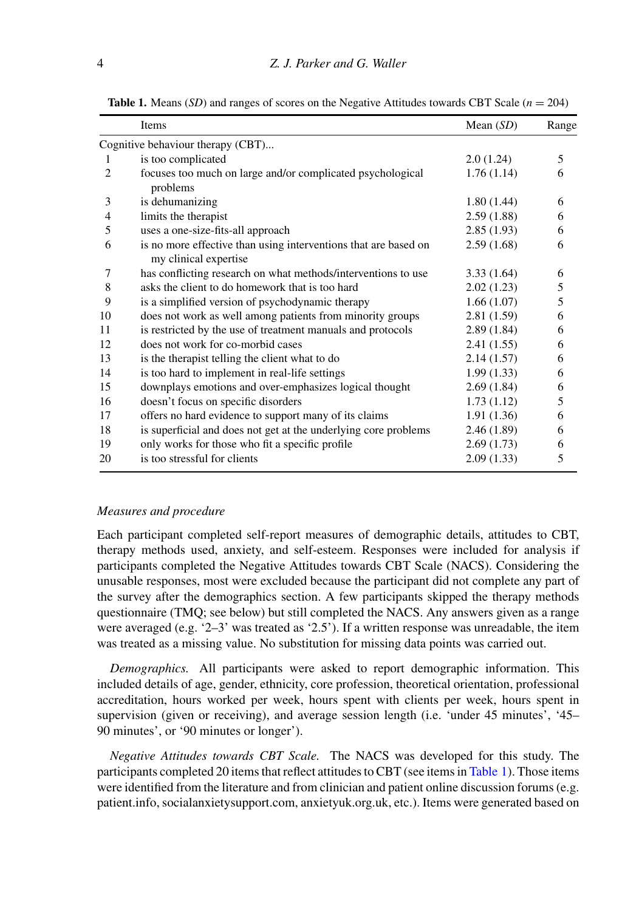**Table 1.** Means (*SD*) and ranges of scores on the Negative Attitudes towards CBT Scale ($n = 204$)

| | Items | Mean (*SD*) | Range |
|---|---|---|---|
| | Cognitive behaviour therapy (CBT)... | | |
| 1 | is too complicated | 2.0 (1.24) | 5 |
| 2 | focuses too much on large and/or complicated psychological problems | 1.76 (1.14) | 6 |
| 3 | is dehumanizing | 1.80 (1.44) | 6 |
| 4 | limits the therapist | 2.59 (1.88) | 6 |
| 5 | uses a one-size-fits-all approach | 2.85 (1.93) | 6 |
| 6 | is no more effective than using interventions that are based on my clinical expertise | 2.59 (1.68) | 6 |
| 7 | has conflicting research on what methods/interventions to use | 3.33 (1.64) | 6 |
| 8 | asks the client to do homework that is too hard | 2.02 (1.23) | 5 |
| 9 | is a simplified version of psychodynamic therapy | 1.66 (1.07) | 5 |
| 10 | does not work as well among patients from minority groups | 2.81 (1.59) | 6 |
| 11 | is restricted by the use of treatment manuals and protocols | 2.89 (1.84) | 6 |
| 12 | does not work for co-morbid cases | 2.41 (1.55) | 6 |
| 13 | is the therapist telling the client what to do | 2.14 (1.57) | 6 |
| 14 | is too hard to implement in real-life settings | 1.99 (1.33) | 6 |
| 15 | downplays emotions and over-emphasizes logical thought | 2.69 (1.84) | 6 |
| 16 | doesn't focus on specific disorders | 1.73 (1.12) | 5 |
| 17 | offers no hard evidence to support many of its claims | 1.91 (1.36) | 6 |
| 18 | is superficial and does not get at the underlying core problems | 2.46 (1.89) | 6 |
| 19 | only works for those who fit a specific profile | 2.69 (1.73) | 6 |
| 20 | is too stressful for clients | 2.09 (1.33) | 5 |

### *Measures and procedure*

Each participant completed self-report measures of demographic details, attitudes to CBT, therapy methods used, anxiety, and self-esteem. Responses were included for analysis if participants completed the Negative Attitudes towards CBT Scale (NACS). Considering the unusable responses, most were excluded because the participant did not complete any part of the survey after the demographics section. A few participants skipped the therapy methods questionnaire (TMQ; see below) but still completed the NACS. Any answers given as a range were averaged (e.g. '2–3' was treated as '2.5'). If a written response was unreadable, the item was treated as a missing value. No substitution for missing data points was carried out.

*Demographics.* All participants were asked to report demographic information. This included details of age, gender, ethnicity, core profession, theoretical orientation, professional accreditation, hours worked per week, hours spent with clients per week, hours spent in supervision (given or receiving), and average session length (i.e. 'under 45 minutes', '45–90 minutes', or '90 minutes or longer').

*Negative Attitudes towards CBT Scale.* The NACS was developed for this study. The participants completed 20 items that reflect attitudes to CBT (see items in Table 1). Those items were identified from the literature and from clinician and patient online discussion forums (e.g. patient.info, socialanxietysupport.com, anxietyuk.org.uk, etc.). Items were generated based on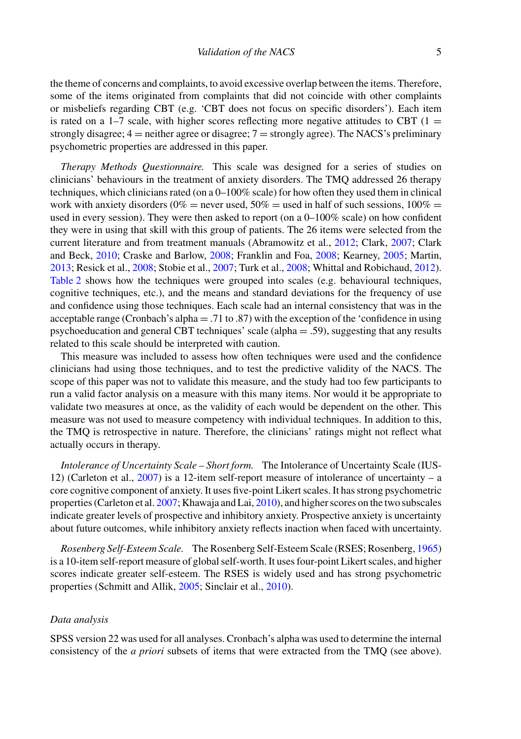the theme of concerns and complaints, to avoid excessive overlap between the items. Therefore, some of the items originated from complaints that did not coincide with other complaints or misbeliefs regarding CBT (e.g. 'CBT does not focus on specific disorders'). Each item is rated on a 1–7 scale, with higher scores reflecting more negative attitudes to CBT (1 = strongly disagree; 4 = neither agree or disagree; 7 = strongly agree). The NACS's preliminary psychometric properties are addressed in this paper.

*Therapy Methods Questionnaire.* This scale was designed for a series of studies on clinicians' behaviours in the treatment of anxiety disorders. The TMQ addressed 26 therapy techniques, which clinicians rated (on a 0–100% scale) for how often they used them in clinical work with anxiety disorders (0% = never used, 50% = used in half of such sessions, 100% = used in every session). They were then asked to report (on a 0–100% scale) on how confident they were in using that skill with this group of patients. The 26 items were selected from the current literature and from treatment manuals (Abramowitz et al., 2012; Clark, 2007; Clark and Beck, 2010; Craske and Barlow, 2008; Franklin and Foa, 2008; Kearney, 2005; Martin, 2013; Resick et al., 2008; Stobie et al., 2007; Turk et al., 2008; Whittal and Robichaud, 2012). Table 2 shows how the techniques were grouped into scales (e.g. behavioural techniques, cognitive techniques, etc.), and the means and standard deviations for the frequency of use and confidence using those techniques. Each scale had an internal consistency that was in the acceptable range (Cronbach's alpha = .71 to .87) with the exception of the 'confidence in using psychoeducation and general CBT techniques' scale (alpha = .59), suggesting that any results related to this scale should be interpreted with caution.

This measure was included to assess how often techniques were used and the confidence clinicians had using those techniques, and to test the predictive validity of the NACS. The scope of this paper was not to validate this measure, and the study had too few participants to run a valid factor analysis on a measure with this many items. Nor would it be appropriate to validate two measures at once, as the validity of each would be dependent on the other. This measure was not used to measure competency with individual techniques. In addition to this, the TMQ is retrospective in nature. Therefore, the clinicians' ratings might not reflect what actually occurs in therapy.

*Intolerance of Uncertainty Scale – Short form.* The Intolerance of Uncertainty Scale (IUS-12) (Carleton et al., 2007) is a 12-item self-report measure of intolerance of uncertainty – a core cognitive component of anxiety. It uses five-point Likert scales. It has strong psychometric properties (Carleton et al. 2007; Khawaja and Lai, 2010), and higher scores on the two subscales indicate greater levels of prospective and inhibitory anxiety. Prospective anxiety is uncertainty about future outcomes, while inhibitory anxiety reflects inaction when faced with uncertainty.

*Rosenberg Self-Esteem Scale.* The Rosenberg Self-Esteem Scale (RSES; Rosenberg, 1965) is a 10-item self-report measure of global self-worth. It uses four-point Likert scales, and higher scores indicate greater self-esteem. The RSES is widely used and has strong psychometric properties (Schmitt and Allik, 2005; Sinclair et al., 2010).

### Data analysis

SPSS version 22 was used for all analyses. Cronbach's alpha was used to determine the internal consistency of the *a priori* subsets of items that were extracted from the TMQ (see above).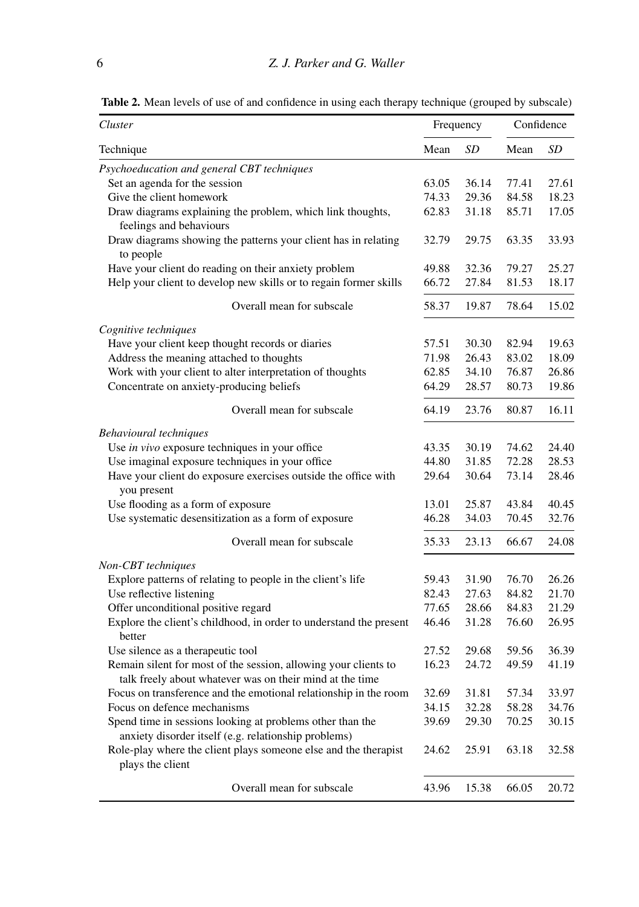**Table 2.** Mean levels of use of and confidence in using each therapy technique (grouped by subscale)

| *Cluster* | Frequency | | Confidence | |
|---|---|---|---|---|
| Technique | Mean | *SD* | Mean | *SD* |
| *Psychoeducation and general CBT techniques* | | | | |
| Set an agenda for the session | 63.05 | 36.14 | 77.41 | 27.61 |
| Give the client homework | 74.33 | 29.36 | 84.58 | 18.23 |
| Draw diagrams explaining the problem, which link thoughts, feelings and behaviours | 62.83 | 31.18 | 85.71 | 17.05 |
| Draw diagrams showing the patterns your client has in relating to people | 32.79 | 29.75 | 63.35 | 33.93 |
| Have your client do reading on their anxiety problem | 49.88 | 32.36 | 79.27 | 25.27 |
| Help your client to develop new skills or to regain former skills | 66.72 | 27.84 | 81.53 | 18.17 |
| Overall mean for subscale | 58.37 | 19.87 | 78.64 | 15.02 |
| *Cognitive techniques* | | | | |
| Have your client keep thought records or diaries | 57.51 | 30.30 | 82.94 | 19.63 |
| Address the meaning attached to thoughts | 71.98 | 26.43 | 83.02 | 18.09 |
| Work with your client to alter interpretation of thoughts | 62.85 | 34.10 | 76.87 | 26.86 |
| Concentrate on anxiety-producing beliefs | 64.29 | 28.57 | 80.73 | 19.86 |
| Overall mean for subscale | 64.19 | 23.76 | 80.87 | 16.11 |
| *Behavioural techniques* | | | | |
| Use *in vivo* exposure techniques in your office | 43.35 | 30.19 | 74.62 | 24.40 |
| Use imaginal exposure techniques in your office | 44.80 | 31.85 | 72.28 | 28.53 |
| Have your client do exposure exercises outside the office with you present | 29.64 | 30.64 | 73.14 | 28.46 |
| Use flooding as a form of exposure | 13.01 | 25.87 | 43.84 | 40.45 |
| Use systematic desensitization as a form of exposure | 46.28 | 34.03 | 70.45 | 32.76 |
| Overall mean for subscale | 35.33 | 23.13 | 66.67 | 24.08 |
| *Non-CBT techniques* | | | | |
| Explore patterns of relating to people in the client's life | 59.43 | 31.90 | 76.70 | 26.26 |
| Use reflective listening | 82.43 | 27.63 | 84.82 | 21.70 |
| Offer unconditional positive regard | 77.65 | 28.66 | 84.83 | 21.29 |
| Explore the client's childhood, in order to understand the present better | 46.46 | 31.28 | 76.60 | 26.95 |
| Use silence as a therapeutic tool | 27.52 | 29.68 | 59.56 | 36.39 |
| Remain silent for most of the session, allowing your clients to talk freely about whatever was on their mind at the time | 16.23 | 24.72 | 49.59 | 41.19 |
| Focus on transference and the emotional relationship in the room | 32.69 | 31.81 | 57.34 | 33.97 |
| Focus on defence mechanisms | 34.15 | 32.28 | 58.28 | 34.76 |
| Spend time in sessions looking at problems other than the anxiety disorder itself (e.g. relationship problems) | 39.69 | 29.30 | 70.25 | 30.15 |
| Role-play where the client plays someone else and the therapist plays the client | 24.62 | 25.91 | 63.18 | 32.58 |
| Overall mean for subscale | 43.96 | 15.38 | 66.05 | 20.72 |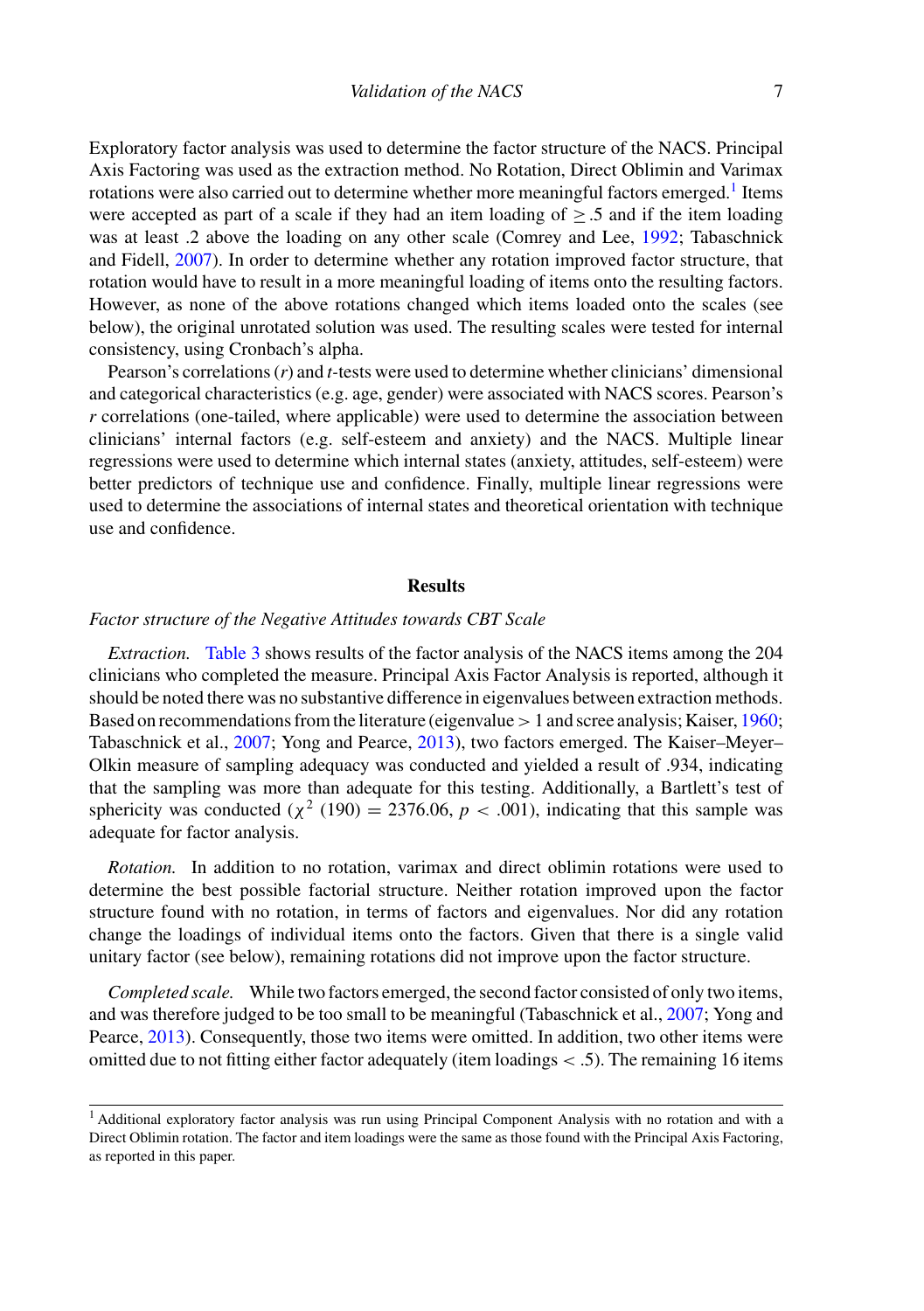Exploratory factor analysis was used to determine the factor structure of the NACS. Principal Axis Factoring was used as the extraction method. No Rotation, Direct Oblimin and Varimax rotations were also carried out to determine whether more meaningful factors emerged.[1] Items were accepted as part of a scale if they had an item loading of $\geq .5$ and if the item loading was at least .2 above the loading on any other scale (Comrey and Lee, 1992; Tabaschnick and Fidell, 2007). In order to determine whether any rotation improved factor structure, that rotation would have to result in a more meaningful loading of items onto the resulting factors. However, as none of the above rotations changed which items loaded onto the scales (see below), the original unrotated solution was used. The resulting scales were tested for internal consistency, using Cronbach's alpha.

Pearson's correlations ($r$) and $t$-tests were used to determine whether clinicians' dimensional and categorical characteristics (e.g. age, gender) were associated with NACS scores. Pearson's $r$ correlations (one-tailed, where applicable) were used to determine the association between clinicians' internal factors (e.g. self-esteem and anxiety) and the NACS. Multiple linear regressions were used to determine which internal states (anxiety, attitudes, self-esteem) were better predictors of technique use and confidence. Finally, multiple linear regressions were used to determine the associations of internal states and theoretical orientation with technique use and confidence.

## Results

### *Factor structure of the Negative Attitudes towards CBT Scale*

*Extraction.* Table 3 shows results of the factor analysis of the NACS items among the 204 clinicians who completed the measure. Principal Axis Factor Analysis is reported, although it should be noted there was no substantive difference in eigenvalues between extraction methods. Based on recommendations from the literature (eigenvalue > 1 and scree analysis; Kaiser, 1960; Tabaschnick et al., 2007; Yong and Pearce, 2013), two factors emerged. The Kaiser–Meyer–Olkin measure of sampling adequacy was conducted and yielded a result of .934, indicating that the sampling was more than adequate for this testing. Additionally, a Bartlett's test of sphericity was conducted ($\chi^2$ (190) = 2376.06, $p < .001$), indicating that this sample was adequate for factor analysis.

*Rotation.* In addition to no rotation, varimax and direct oblimin rotations were used to determine the best possible factorial structure. Neither rotation improved upon the factor structure found with no rotation, in terms of factors and eigenvalues. Nor did any rotation change the loadings of individual items onto the factors. Given that there is a single valid unitary factor (see below), remaining rotations did not improve upon the factor structure.

*Completed scale.* While two factors emerged, the second factor consisted of only two items, and was therefore judged to be too small to be meaningful (Tabaschnick et al., 2007; Yong and Pearce, 2013). Consequently, those two items were omitted. In addition, two other items were omitted due to not fitting either factor adequately (item loadings < .5). The remaining 16 items

[1] Additional exploratory factor analysis was run using Principal Component Analysis with no rotation and with a Direct Oblimin rotation. The factor and item loadings were the same as those found with the Principal Axis Factoring, as reported in this paper.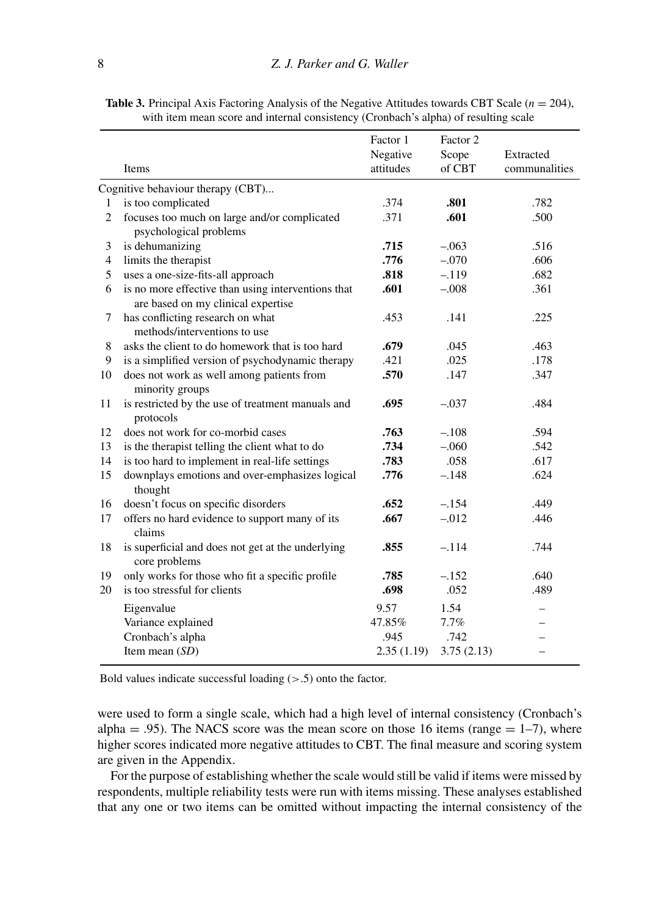**Table 3.** Principal Axis Factoring Analysis of the Negative Attitudes towards CBT Scale ($n = 204$), with item mean score and internal consistency (Cronbach's alpha) of resulting scale

| | Items | Factor 1 Negative attitudes | Factor 2 Scope of CBT | Extracted communalities |
|---|---|---|---|---|
| | Cognitive behaviour therapy (CBT)... | | | |
| 1 | is too complicated | .374 | **.801** | .782 |
| 2 | focuses too much on large and/or complicated psychological problems | .371 | **.601** | .500 |
| 3 | is dehumanizing | **.715** | –.063 | .516 |
| 4 | limits the therapist | **.776** | –.070 | .606 |
| 5 | uses a one-size-fits-all approach | **.818** | –.119 | .682 |
| 6 | is no more effective than using interventions that are based on my clinical expertise | **.601** | –.008 | .361 |
| 7 | has conflicting research on what methods/interventions to use | .453 | .141 | .225 |
| 8 | asks the client to do homework that is too hard | **.679** | .045 | .463 |
| 9 | is a simplified version of psychodynamic therapy | .421 | .025 | .178 |
| 10 | does not work as well among patients from minority groups | **.570** | .147 | .347 |
| 11 | is restricted by the use of treatment manuals and protocols | **.695** | –.037 | .484 |
| 12 | does not work for co-morbid cases | **.763** | –.108 | .594 |
| 13 | is the therapist telling the client what to do | **.734** | –.060 | .542 |
| 14 | is too hard to implement in real-life settings | **.783** | .058 | .617 |
| 15 | downplays emotions and over-emphasizes logical thought | **.776** | –.148 | .624 |
| 16 | doesn't focus on specific disorders | **.652** | –.154 | .449 |
| 17 | offers no hard evidence to support many of its claims | **.667** | –.012 | .446 |
| 18 | is superficial and does not get at the underlying core problems | **.855** | –.114 | .744 |
| 19 | only works for those who fit a specific profile | **.785** | –.152 | .640 |
| 20 | is too stressful for clients | **.698** | .052 | .489 |
| | Eigenvalue | 9.57 | 1.54 | – |
| | Variance explained | 47.85% | 7.7% | – |
| | Cronbach's alpha | .945 | .742 | – |
| | Item mean (*SD*) | 2.35 (1.19) | 3.75 (2.13) | – |

Bold values indicate successful loading (>.5) onto the factor.

were used to form a single scale, which had a high level of internal consistency (Cronbach's alpha = .95). The NACS score was the mean score on those 16 items (range = 1–7), where higher scores indicated more negative attitudes to CBT. The final measure and scoring system are given in the Appendix.

For the purpose of establishing whether the scale would still be valid if items were missed by respondents, multiple reliability tests were run with items missing. These analyses established that any one or two items can be omitted without impacting the internal consistency of the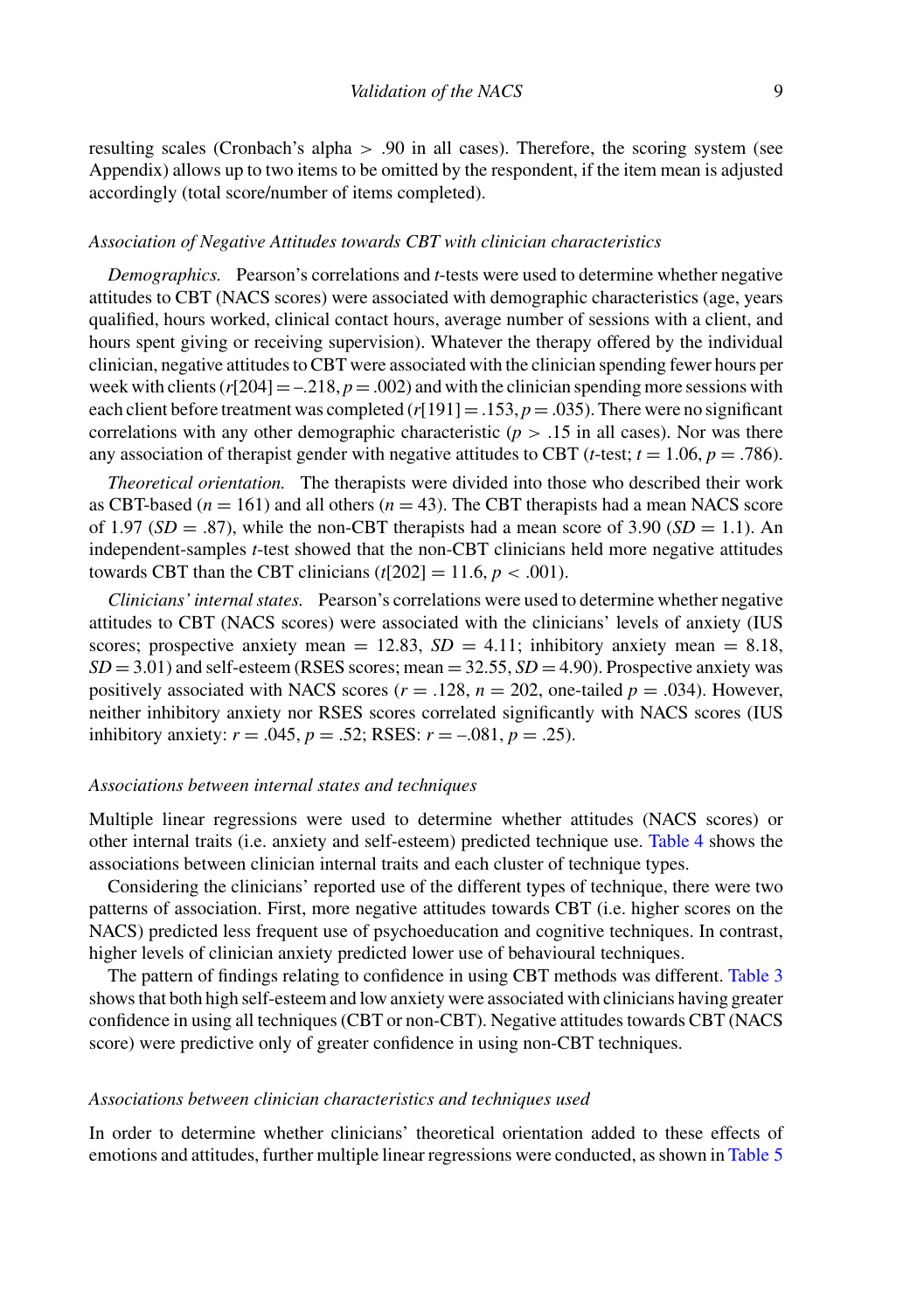resulting scales (Cronbach's alpha $>$ .90 in all cases). Therefore, the scoring system (see Appendix) allows up to two items to be omitted by the respondent, if the item mean is adjusted accordingly (total score/number of items completed).

### *Association of Negative Attitudes towards CBT with clinician characteristics*

*Demographics.* Pearson's correlations and *t*-tests were used to determine whether negative attitudes to CBT (NACS scores) were associated with demographic characteristics (age, years qualified, hours worked, clinical contact hours, average number of sessions with a client, and hours spent giving or receiving supervision). Whatever the therapy offered by the individual clinician, negative attitudes to CBT were associated with the clinician spending fewer hours per week with clients ($r[204] = -.218$, $p = .002$) and with the clinician spending more sessions with each client before treatment was completed ($r[191] = .153$, $p = .035$). There were no significant correlations with any other demographic characteristic ($p > .15$ in all cases). Nor was there any association of therapist gender with negative attitudes to CBT (*t*-test; $t = 1.06$, $p = .786$).

*Theoretical orientation.* The therapists were divided into those who described their work as CBT-based ($n = 161$) and all others ($n = 43$). The CBT therapists had a mean NACS score of 1.97 ($SD = .87$), while the non-CBT therapists had a mean score of 3.90 ($SD = 1.1$). An independent-samples *t*-test showed that the non-CBT clinicians held more negative attitudes towards CBT than the CBT clinicians ($t[202] = 11.6$, $p < .001$).

*Clinicians' internal states.* Pearson's correlations were used to determine whether negative attitudes to CBT (NACS scores) were associated with the clinicians' levels of anxiety (IUS scores; prospective anxiety mean $= 12.83$, $SD = 4.11$; inhibitory anxiety mean $= 8.18$, $SD = 3.01$) and self-esteem (RSES scores; mean $= 32.55$, $SD = 4.90$). Prospective anxiety was positively associated with NACS scores ($r = .128$, $n = 202$, one-tailed $p = .034$). However, neither inhibitory anxiety nor RSES scores correlated significantly with NACS scores (IUS inhibitory anxiety: $r = .045$, $p = .52$; RSES: $r = -.081$, $p = .25$).

### *Associations between internal states and techniques*

Multiple linear regressions were used to determine whether attitudes (NACS scores) or other internal traits (i.e. anxiety and self-esteem) predicted technique use. Table 4 shows the associations between clinician internal traits and each cluster of technique types.

Considering the clinicians' reported use of the different types of technique, there were two patterns of association. First, more negative attitudes towards CBT (i.e. higher scores on the NACS) predicted less frequent use of psychoeducation and cognitive techniques. In contrast, higher levels of clinician anxiety predicted lower use of behavioural techniques.

The pattern of findings relating to confidence in using CBT methods was different. Table 3 shows that both high self-esteem and low anxiety were associated with clinicians having greater confidence in using all techniques (CBT or non-CBT). Negative attitudes towards CBT (NACS score) were predictive only of greater confidence in using non-CBT techniques.

### *Associations between clinician characteristics and techniques used*

In order to determine whether clinicians' theoretical orientation added to these effects of emotions and attitudes, further multiple linear regressions were conducted, as shown in Table 5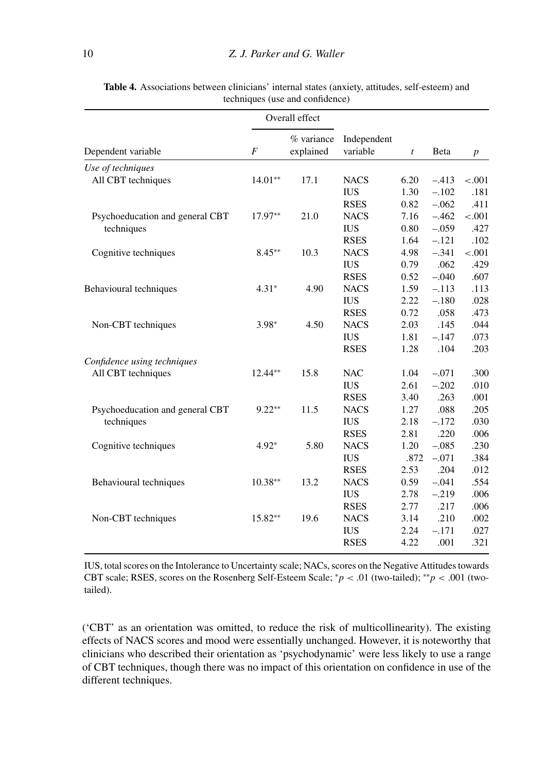**Table 4.** Associations between clinicians' internal states (anxiety, attitudes, self-esteem) and techniques (use and confidence)

| | Overall effect | | | | | |
|---|---|---|---|---|---|---|
| Dependent variable | *F* | % variance explained | Independent variable | *t* | Beta | *p* |
| *Use of techniques* | | | | | | |
| All CBT techniques | 14.01** | 17.1 | NACS | 6.20 | –.413 | <.001 |
| | | | IUS | 1.30 | –.102 | .181 |
| | | | RSES | 0.82 | –.062 | .411 |
| Psychoeducation and general CBT techniques | 17.97** | 21.0 | NACS | 7.16 | –.462 | <.001 |
| | | | IUS | 0.80 | –.059 | .427 |
| | | | RSES | 1.64 | –.121 | .102 |
| Cognitive techniques | 8.45** | 10.3 | NACS | 4.98 | –.341 | <.001 |
| | | | IUS | 0.79 | .062 | .429 |
| | | | RSES | 0.52 | –.040 | .607 |
| Behavioural techniques | 4.31* | 4.90 | NACS | 1.59 | –.113 | .113 |
| | | | IUS | 2.22 | –.180 | .028 |
| | | | RSES | 0.72 | .058 | .473 |
| Non-CBT techniques | 3.98* | 4.50 | NACS | 2.03 | .145 | .044 |
| | | | IUS | 1.81 | –.147 | .073 |
| | | | RSES | 1.28 | .104 | .203 |
| *Confidence using techniques* | | | | | | |
| All CBT techniques | 12.44** | 15.8 | NAC | 1.04 | –.071 | .300 |
| | | | IUS | 2.61 | –.202 | .010 |
| | | | RSES | 3.40 | .263 | .001 |
| Psychoeducation and general CBT techniques | 9.22** | 11.5 | NACS | 1.27 | .088 | .205 |
| | | | IUS | 2.18 | –.172 | .030 |
| | | | RSES | 2.81 | .220 | .006 |
| Cognitive techniques | 4.92* | 5.80 | NACS | 1.20 | –.085 | .230 |
| | | | IUS | .872 | –.071 | .384 |
| | | | RSES | 2.53 | .204 | .012 |
| Behavioural techniques | 10.38** | 13.2 | NACS | 0.59 | –.041 | .554 |
| | | | IUS | 2.78 | –.219 | .006 |
| | | | RSES | 2.77 | .217 | .006 |
| Non-CBT techniques | 15.82** | 19.6 | NACS | 3.14 | .210 | .002 |
| | | | IUS | 2.24 | –.171 | .027 |
| | | | RSES | 4.22 | .001 | .321 |

IUS, total scores on the Intolerance to Uncertainty scale; NACs, scores on the Negative Attitudes towards CBT scale; RSES, scores on the Rosenberg Self-Esteem Scale; *$p < .01$ (two-tailed); **$p < .001$ (two-tailed).

('CBT' as an orientation was omitted, to reduce the risk of multicollinearity). The existing effects of NACS scores and mood were essentially unchanged. However, it is noteworthy that clinicians who described their orientation as 'psychodynamic' were less likely to use a range of CBT techniques, though there was no impact of this orientation on confidence in use of the different techniques.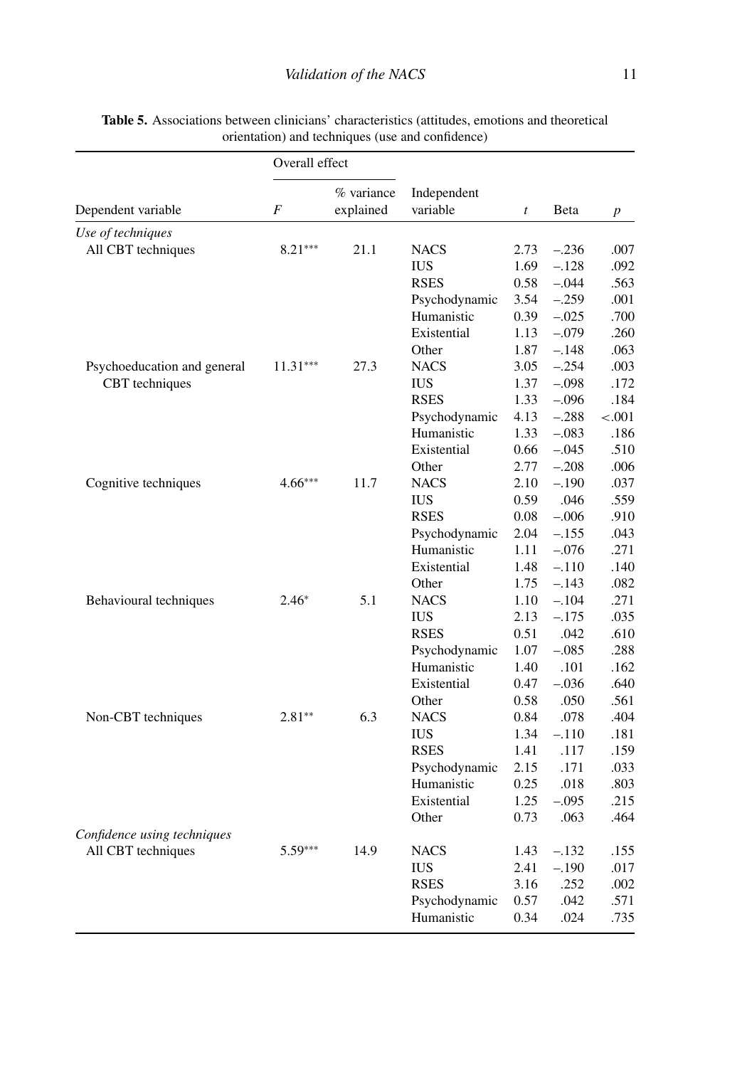**Table 5.** Associations between clinicians' characteristics (attitudes, emotions and theoretical orientation) and techniques (use and confidence)

| Dependent variable | Overall effect | | Independent variable | *t* | Beta | *p* |
|---|---|---|---|---|---|---|
| | *F* | % variance explained | | | | |
| *Use of techniques* | | | | | | |
| All CBT techniques | 8.21*** | 21.1 | NACS | 2.73 | –.236 | .007 |
| | | | IUS | 1.69 | –.128 | .092 |
| | | | RSES | 0.58 | –.044 | .563 |
| | | | Psychodynamic | 3.54 | –.259 | .001 |
| | | | Humanistic | 0.39 | –.025 | .700 |
| | | | Existential | 1.13 | –.079 | .260 |
| | | | Other | 1.87 | –.148 | .063 |
| Psychoeducation and general CBT techniques | 11.31*** | 27.3 | NACS | 3.05 | –.254 | .003 |
| | | | IUS | 1.37 | –.098 | .172 |
| | | | RSES | 1.33 | –.096 | .184 |
| | | | Psychodynamic | 4.13 | –.288 | <.001 |
| | | | Humanistic | 1.33 | –.083 | .186 |
| | | | Existential | 0.66 | –.045 | .510 |
| | | | Other | 2.77 | –.208 | .006 |
| Cognitive techniques | 4.66*** | 11.7 | NACS | 2.10 | –.190 | .037 |
| | | | IUS | 0.59 | .046 | .559 |
| | | | RSES | 0.08 | –.006 | .910 |
| | | | Psychodynamic | 2.04 | –.155 | .043 |
| | | | Humanistic | 1.11 | –.076 | .271 |
| | | | Existential | 1.48 | –.110 | .140 |
| | | | Other | 1.75 | –.143 | .082 |
| Behavioural techniques | 2.46* | 5.1 | NACS | 1.10 | –.104 | .271 |
| | | | IUS | 2.13 | –.175 | .035 |
| | | | RSES | 0.51 | .042 | .610 |
| | | | Psychodynamic | 1.07 | –.085 | .288 |
| | | | Humanistic | 1.40 | .101 | .162 |
| | | | Existential | 0.47 | –.036 | .640 |
| | | | Other | 0.58 | .050 | .561 |
| Non-CBT techniques | 2.81** | 6.3 | NACS | 0.84 | .078 | .404 |
| | | | IUS | 1.34 | –.110 | .181 |
| | | | RSES | 1.41 | .117 | .159 |
| | | | Psychodynamic | 2.15 | .171 | .033 |
| | | | Humanistic | 0.25 | .018 | .803 |
| | | | Existential | 1.25 | –.095 | .215 |
| | | | Other | 0.73 | .063 | .464 |
| *Confidence using techniques* | | | | | | |
| All CBT techniques | 5.59*** | 14.9 | NACS | 1.43 | –.132 | .155 |
| | | | IUS | 2.41 | –.190 | .017 |
| | | | RSES | 3.16 | .252 | .002 |
| | | | Psychodynamic | 0.57 | .042 | .571 |
| | | | Humanistic | 0.34 | .024 | .735 |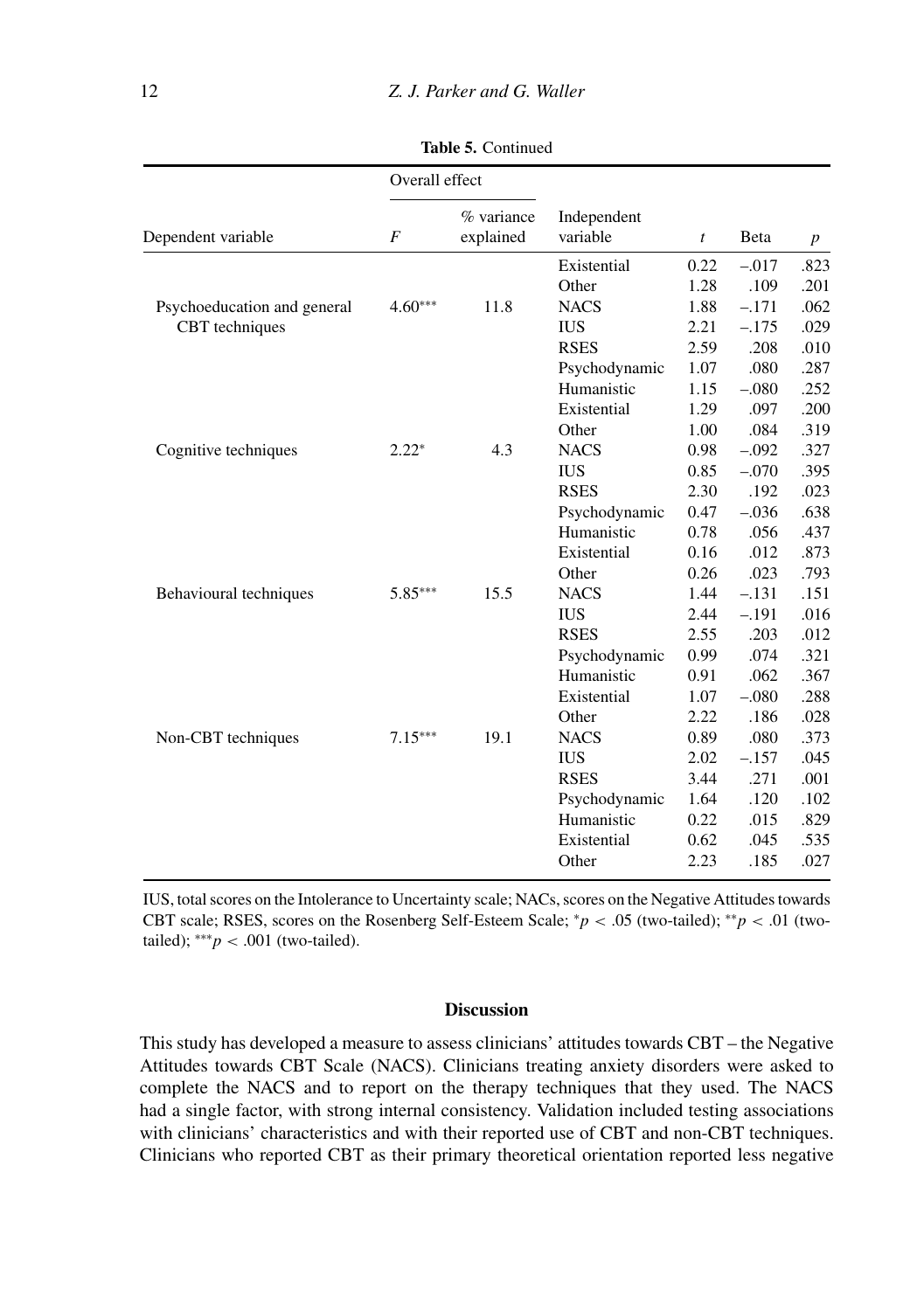**Table 5.** Continued

| Dependent variable | Overall effect | | Independent variable | $t$ | Beta | $p$ |
|---|---|---|---|---|---|---|
| | $F$ | % variance explained | | | | |
| | | | Existential | 0.22 | −.017 | .823 |
| | | | Other | 1.28 | .109 | .201 |
| Psychoeducation and general CBT techniques | 4.60*** | 11.8 | NACS | 1.88 | −.171 | .062 |
| | | | IUS | 2.21 | −.175 | .029 |
| | | | RSES | 2.59 | .208 | .010 |
| | | | Psychodynamic | 1.07 | .080 | .287 |
| | | | Humanistic | 1.15 | −.080 | .252 |
| | | | Existential | 1.29 | .097 | .200 |
| | | | Other | 1.00 | .084 | .319 |
| Cognitive techniques | 2.22* | 4.3 | NACS | 0.98 | −.092 | .327 |
| | | | IUS | 0.85 | −.070 | .395 |
| | | | RSES | 2.30 | .192 | .023 |
| | | | Psychodynamic | 0.47 | −.036 | .638 |
| | | | Humanistic | 0.78 | .056 | .437 |
| | | | Existential | 0.16 | .012 | .873 |
| | | | Other | 0.26 | .023 | .793 |
| Behavioural techniques | 5.85*** | 15.5 | NACS | 1.44 | −.131 | .151 |
| | | | IUS | 2.44 | −.191 | .016 |
| | | | RSES | 2.55 | .203 | .012 |
| | | | Psychodynamic | 0.99 | .074 | .321 |
| | | | Humanistic | 0.91 | .062 | .367 |
| | | | Existential | 1.07 | −.080 | .288 |
| | | | Other | 2.22 | .186 | .028 |
| Non-CBT techniques | 7.15*** | 19.1 | NACS | 0.89 | .080 | .373 |
| | | | IUS | 2.02 | −.157 | .045 |
| | | | RSES | 3.44 | .271 | .001 |
| | | | Psychodynamic | 1.64 | .120 | .102 |
| | | | Humanistic | 0.22 | .015 | .829 |
| | | | Existential | 0.62 | .045 | .535 |
| | | | Other | 2.23 | .185 | .027 |

IUS, total scores on the Intolerance to Uncertainty scale; NACs, scores on the Negative Attitudes towards CBT scale; RSES, scores on the Rosenberg Self-Esteem Scale; *$p < .05$ (two-tailed); **$p < .01$ (two-tailed); ***$p < .001$ (two-tailed).

## Discussion

This study has developed a measure to assess clinicians' attitudes towards CBT – the Negative Attitudes towards CBT Scale (NACS). Clinicians treating anxiety disorders were asked to complete the NACS and to report on the therapy techniques that they used. The NACS had a single factor, with strong internal consistency. Validation included testing associations with clinicians' characteristics and with their reported use of CBT and non-CBT techniques. Clinicians who reported CBT as their primary theoretical orientation reported less negative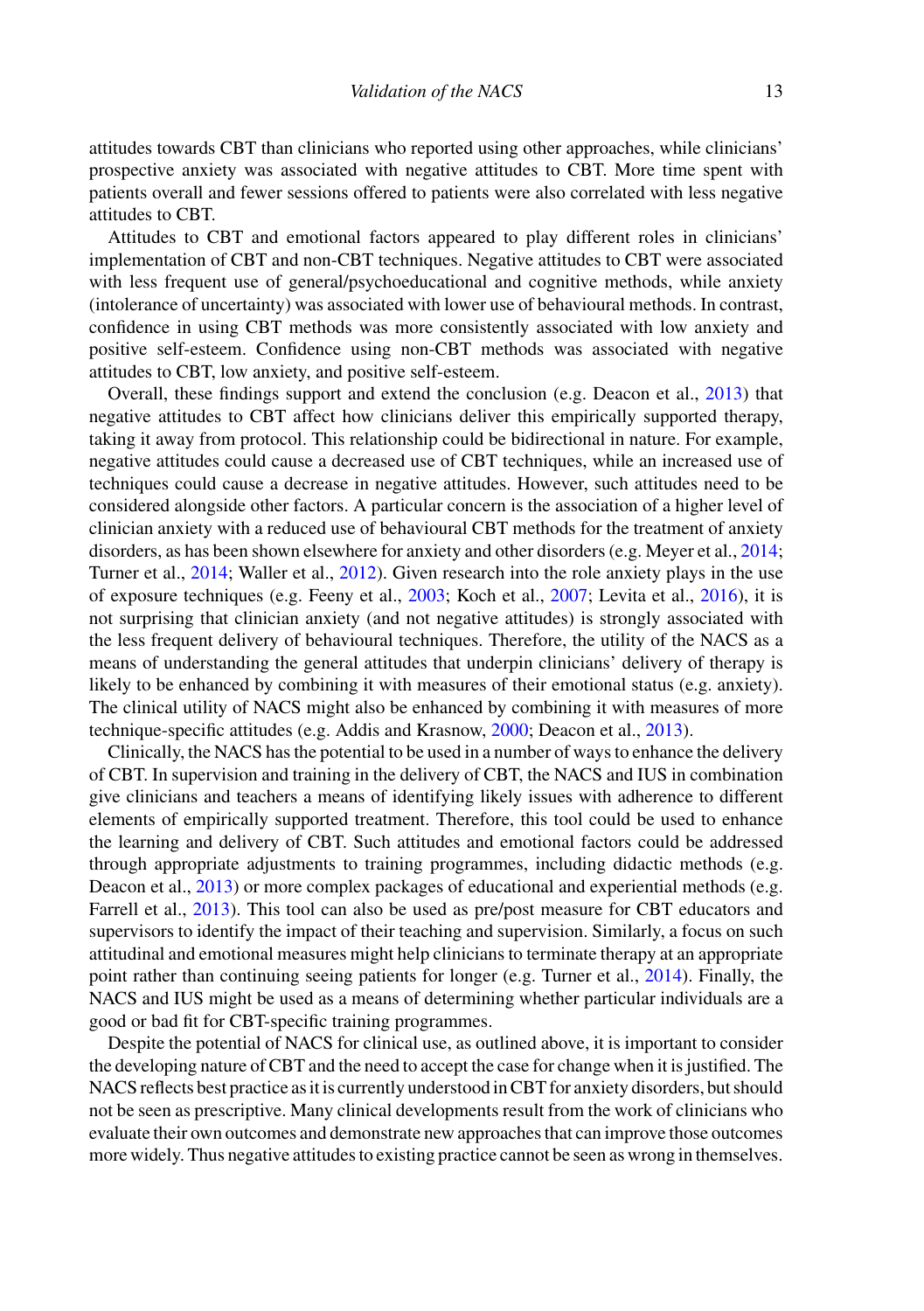attitudes towards CBT than clinicians who reported using other approaches, while clinicians' prospective anxiety was associated with negative attitudes to CBT. More time spent with patients overall and fewer sessions offered to patients were also correlated with less negative attitudes to CBT.

Attitudes to CBT and emotional factors appeared to play different roles in clinicians' implementation of CBT and non-CBT techniques. Negative attitudes to CBT were associated with less frequent use of general/psychoeducational and cognitive methods, while anxiety (intolerance of uncertainty) was associated with lower use of behavioural methods. In contrast, confidence in using CBT methods was more consistently associated with low anxiety and positive self-esteem. Confidence using non-CBT methods was associated with negative attitudes to CBT, low anxiety, and positive self-esteem.

Overall, these findings support and extend the conclusion (e.g. Deacon et al., 2013) that negative attitudes to CBT affect how clinicians deliver this empirically supported therapy, taking it away from protocol. This relationship could be bidirectional in nature. For example, negative attitudes could cause a decreased use of CBT techniques, while an increased use of techniques could cause a decrease in negative attitudes. However, such attitudes need to be considered alongside other factors. A particular concern is the association of a higher level of clinician anxiety with a reduced use of behavioural CBT methods for the treatment of anxiety disorders, as has been shown elsewhere for anxiety and other disorders (e.g. Meyer et al., 2014; Turner et al., 2014; Waller et al., 2012). Given research into the role anxiety plays in the use of exposure techniques (e.g. Feeny et al., 2003; Koch et al., 2007; Levita et al., 2016), it is not surprising that clinician anxiety (and not negative attitudes) is strongly associated with the less frequent delivery of behavioural techniques. Therefore, the utility of the NACS as a means of understanding the general attitudes that underpin clinicians' delivery of therapy is likely to be enhanced by combining it with measures of their emotional status (e.g. anxiety). The clinical utility of NACS might also be enhanced by combining it with measures of more technique-specific attitudes (e.g. Addis and Krasnow, 2000; Deacon et al., 2013).

Clinically, the NACS has the potential to be used in a number of ways to enhance the delivery of CBT. In supervision and training in the delivery of CBT, the NACS and IUS in combination give clinicians and teachers a means of identifying likely issues with adherence to different elements of empirically supported treatment. Therefore, this tool could be used to enhance the learning and delivery of CBT. Such attitudes and emotional factors could be addressed through appropriate adjustments to training programmes, including didactic methods (e.g. Deacon et al., 2013) or more complex packages of educational and experiential methods (e.g. Farrell et al., 2013). This tool can also be used as pre/post measure for CBT educators and supervisors to identify the impact of their teaching and supervision. Similarly, a focus on such attitudinal and emotional measures might help clinicians to terminate therapy at an appropriate point rather than continuing seeing patients for longer (e.g. Turner et al., 2014). Finally, the NACS and IUS might be used as a means of determining whether particular individuals are a good or bad fit for CBT-specific training programmes.

Despite the potential of NACS for clinical use, as outlined above, it is important to consider the developing nature of CBT and the need to accept the case for change when it is justified. The NACS reflects best practice as it is currently understood in CBT for anxiety disorders, but should not be seen as prescriptive. Many clinical developments result from the work of clinicians who evaluate their own outcomes and demonstrate new approaches that can improve those outcomes more widely. Thus negative attitudes to existing practice cannot be seen as wrong in themselves.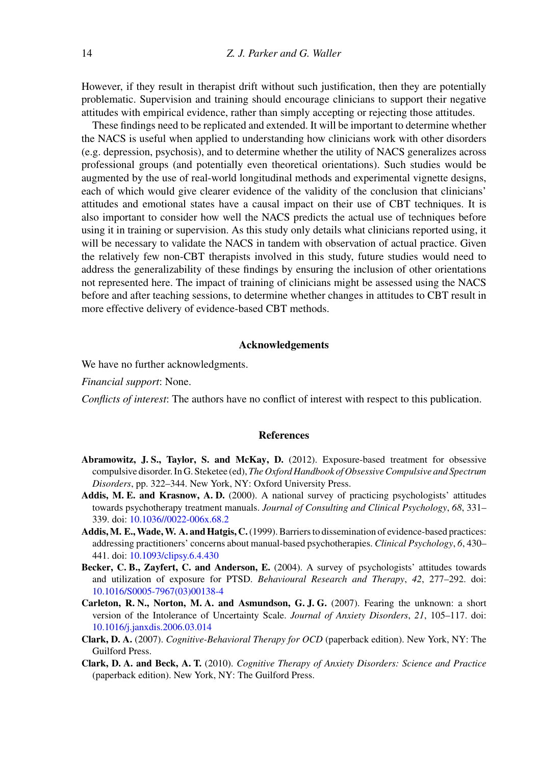However, if they result in therapist drift without such justification, then they are potentially problematic. Supervision and training should encourage clinicians to support their negative attitudes with empirical evidence, rather than simply accepting or rejecting those attitudes.

These findings need to be replicated and extended. It will be important to determine whether the NACS is useful when applied to understanding how clinicians work with other disorders (e.g. depression, psychosis), and to determine whether the utility of NACS generalizes across professional groups (and potentially even theoretical orientations). Such studies would be augmented by the use of real-world longitudinal methods and experimental vignette designs, each of which would give clearer evidence of the validity of the conclusion that clinicians' attitudes and emotional states have a causal impact on their use of CBT techniques. It is also important to consider how well the NACS predicts the actual use of techniques before using it in training or supervision. As this study only details what clinicians reported using, it will be necessary to validate the NACS in tandem with observation of actual practice. Given the relatively few non-CBT therapists involved in this study, future studies would need to address the generalizability of these findings by ensuring the inclusion of other orientations not represented here. The impact of training of clinicians might be assessed using the NACS before and after teaching sessions, to determine whether changes in attitudes to CBT result in more effective delivery of evidence-based CBT methods.

## Acknowledgements

We have no further acknowledgments.

*Financial support*: None.

*Conflicts of interest*: The authors have no conflict of interest with respect to this publication.

## References

**Abramowitz, J. S., Taylor, S. and McKay, D.** (2012). Exposure-based treatment for obsessive compulsive disorder. In G. Steketee (ed), *The Oxford Handbook of Obsessive Compulsive and Spectrum Disorders*, pp. 322–344. New York, NY: Oxford University Press.

**Addis, M. E. and Krasnow, A. D.** (2000). A national survey of practicing psychologists' attitudes towards psychotherapy treatment manuals. *Journal of Consulting and Clinical Psychology*, *68*, 331–339. doi: 10.1036//0022-006x.68.2

**Addis, M. E., Wade, W. A. and Hatgis, C.** (1999). Barriers to dissemination of evidence-based practices: addressing practitioners' concerns about manual-based psychotherapies. *Clinical Psychology*, *6*, 430–441. doi: 10.1093/clipsy.6.4.430

**Becker, C. B., Zayfert, C. and Anderson, E.** (2004). A survey of psychologists' attitudes towards and utilization of exposure for PTSD. *Behavioural Research and Therapy*, *42*, 277–292. doi: 10.1016/S0005-7967(03)00138-4

**Carleton, R. N., Norton, M. A. and Asmundson, G. J. G.** (2007). Fearing the unknown: a short version of the Intolerance of Uncertainty Scale. *Journal of Anxiety Disorders*, *21*, 105–117. doi: 10.1016/j.janxdis.2006.03.014

**Clark, D. A.** (2007). *Cognitive-Behavioral Therapy for OCD* (paperback edition). New York, NY: The Guilford Press.

**Clark, D. A. and Beck, A. T.** (2010). *Cognitive Therapy of Anxiety Disorders: Science and Practice* (paperback edition). New York, NY: The Guilford Press.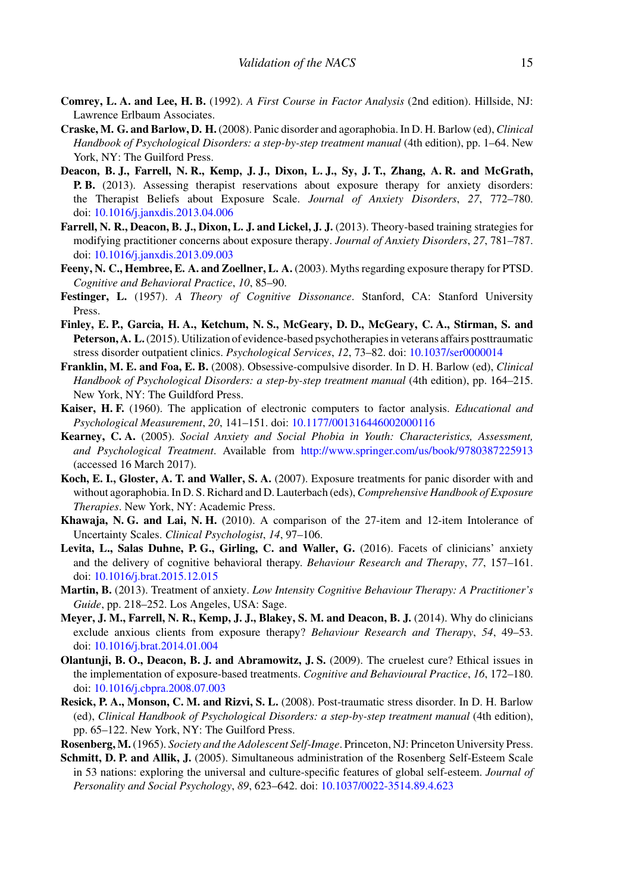**Comrey, L. A. and Lee, H. B.** (1992). *A First Course in Factor Analysis* (2nd edition). Hillside, NJ: Lawrence Erlbaum Associates.

**Craske, M. G. and Barlow, D. H.** (2008). Panic disorder and agoraphobia. In D. H. Barlow (ed), *Clinical Handbook of Psychological Disorders: a step-by-step treatment manual* (4th edition), pp. 1–64. New York, NY: The Guilford Press.

**Deacon, B. J., Farrell, N. R., Kemp, J. J., Dixon, L. J., Sy, J. T., Zhang, A. R. and McGrath, P. B.** (2013). Assessing therapist reservations about exposure therapy for anxiety disorders: the Therapist Beliefs about Exposure Scale. *Journal of Anxiety Disorders*, *27*, 772–780. doi: 10.1016/j.janxdis.2013.04.006

**Farrell, N. R., Deacon, B. J., Dixon, L. J. and Lickel, J. J.** (2013). Theory-based training strategies for modifying practitioner concerns about exposure therapy. *Journal of Anxiety Disorders*, *27*, 781–787. doi: 10.1016/j.janxdis.2013.09.003

**Feeny, N. C., Hembree, E. A. and Zoellner, L. A.** (2003). Myths regarding exposure therapy for PTSD. *Cognitive and Behavioral Practice*, *10*, 85–90.

**Festinger, L.** (1957). *A Theory of Cognitive Dissonance*. Stanford, CA: Stanford University Press.

**Finley, E. P., Garcia, H. A., Ketchum, N. S., McGeary, D. D., McGeary, C. A., Stirman, S. and Peterson, A. L.** (2015). Utilization of evidence-based psychotherapies in veterans affairs posttraumatic stress disorder outpatient clinics. *Psychological Services*, *12*, 73–82. doi: 10.1037/ser0000014

**Franklin, M. E. and Foa, E. B.** (2008). Obsessive-compulsive disorder. In D. H. Barlow (ed), *Clinical Handbook of Psychological Disorders: a step-by-step treatment manual* (4th edition), pp. 164–215. New York, NY: The Guildford Press.

**Kaiser, H. F.** (1960). The application of electronic computers to factor analysis. *Educational and Psychological Measurement*, *20*, 141–151. doi: 10.1177/001316446002000116

**Kearney, C. A.** (2005). *Social Anxiety and Social Phobia in Youth: Characteristics, Assessment, and Psychological Treatment*. Available from http://www.springer.com/us/book/9780387225913 (accessed 16 March 2017).

**Koch, E. I., Gloster, A. T. and Waller, S. A.** (2007). Exposure treatments for panic disorder with and without agoraphobia. In D. S. Richard and D. Lauterbach (eds), *Comprehensive Handbook of Exposure Therapies*. New York, NY: Academic Press.

**Khawaja, N. G. and Lai, N. H.** (2010). A comparison of the 27-item and 12-item Intolerance of Uncertainty Scales. *Clinical Psychologist*, *14*, 97–106.

**Levita, L., Salas Duhne, P. G., Girling, C. and Waller, G.** (2016). Facets of clinicians' anxiety and the delivery of cognitive behavioral therapy. *Behaviour Research and Therapy*, *77*, 157–161. doi: 10.1016/j.brat.2015.12.015

**Martin, B.** (2013). Treatment of anxiety. *Low Intensity Cognitive Behaviour Therapy: A Practitioner's Guide*, pp. 218–252. Los Angeles, USA: Sage.

**Meyer, J. M., Farrell, N. R., Kemp, J. J., Blakey, S. M. and Deacon, B. J.** (2014). Why do clinicians exclude anxious clients from exposure therapy? *Behaviour Research and Therapy*, *54*, 49–53. doi: 10.1016/j.brat.2014.01.004

**Olantunji, B. O., Deacon, B. J. and Abramowitz, J. S.** (2009). The cruelest cure? Ethical issues in the implementation of exposure-based treatments. *Cognitive and Behavioural Practice*, *16*, 172–180. doi: 10.1016/j.cbpra.2008.07.003

**Resick, P. A., Monson, C. M. and Rizvi, S. L.** (2008). Post-traumatic stress disorder. In D. H. Barlow (ed), *Clinical Handbook of Psychological Disorders: a step-by-step treatment manual* (4th edition), pp. 65–122. New York, NY: The Guilford Press.

**Rosenberg, M.** (1965). *Society and the Adolescent Self-Image*. Princeton, NJ: Princeton University Press.

**Schmitt, D. P. and Allik, J.** (2005). Simultaneous administration of the Rosenberg Self-Esteem Scale in 53 nations: exploring the universal and culture-specific features of global self-esteem. *Journal of Personality and Social Psychology*, *89*, 623–642. doi: 10.1037/0022-3514.89.4.623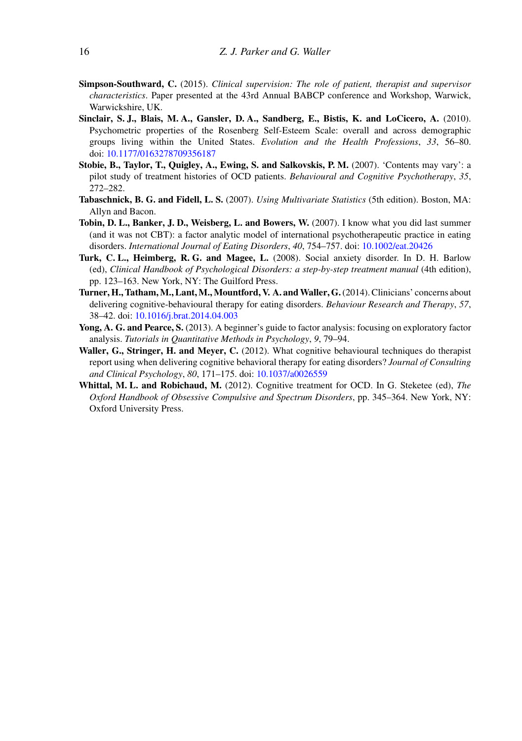**Simpson-Southward, C.** (2015). *Clinical supervision: The role of patient, therapist and supervisor characteristics*. Paper presented at the 43rd Annual BABCP conference and Workshop, Warwick, Warwickshire, UK.

**Sinclair, S. J., Blais, M. A., Gansler, D. A., Sandberg, E., Bistis, K. and LoCicero, A.** (2010). Psychometric properties of the Rosenberg Self-Esteem Scale: overall and across demographic groups living within the United States. *Evolution and the Health Professions*, *33*, 56–80. doi: 10.1177/0163278709356187

**Stobie, B., Taylor, T., Quigley, A., Ewing, S. and Salkovskis, P. M.** (2007). 'Contents may vary': a pilot study of treatment histories of OCD patients. *Behavioural and Cognitive Psychotherapy*, *35*, 272–282.

**Tabaschnick, B. G. and Fidell, L. S.** (2007). *Using Multivariate Statistics* (5th edition). Boston, MA: Allyn and Bacon.

**Tobin, D. L., Banker, J. D., Weisberg, L. and Bowers, W.** (2007). I know what you did last summer (and it was not CBT): a factor analytic model of international psychotherapeutic practice in eating disorders. *International Journal of Eating Disorders*, *40*, 754–757. doi: 10.1002/eat.20426

**Turk, C. L., Heimberg, R. G. and Magee, L.** (2008). Social anxiety disorder. In D. H. Barlow (ed), *Clinical Handbook of Psychological Disorders: a step-by-step treatment manual* (4th edition), pp. 123–163. New York, NY: The Guilford Press.

**Turner, H., Tatham, M., Lant, M., Mountford, V. A. and Waller, G.** (2014). Clinicians' concerns about delivering cognitive-behavioural therapy for eating disorders. *Behaviour Research and Therapy*, *57*, 38–42. doi: 10.1016/j.brat.2014.04.003

**Yong, A. G. and Pearce, S.** (2013). A beginner's guide to factor analysis: focusing on exploratory factor analysis. *Tutorials in Quantitative Methods in Psychology*, *9*, 79–94.

**Waller, G., Stringer, H. and Meyer, C.** (2012). What cognitive behavioural techniques do therapist report using when delivering cognitive behavioral therapy for eating disorders? *Journal of Consulting and Clinical Psychology*, *80*, 171–175. doi: 10.1037/a0026559

**Whittal, M. L. and Robichaud, M.** (2012). Cognitive treatment for OCD. In G. Steketee (ed), *The Oxford Handbook of Obsessive Compulsive and Spectrum Disorders*, pp. 345–364. New York, NY: Oxford University Press.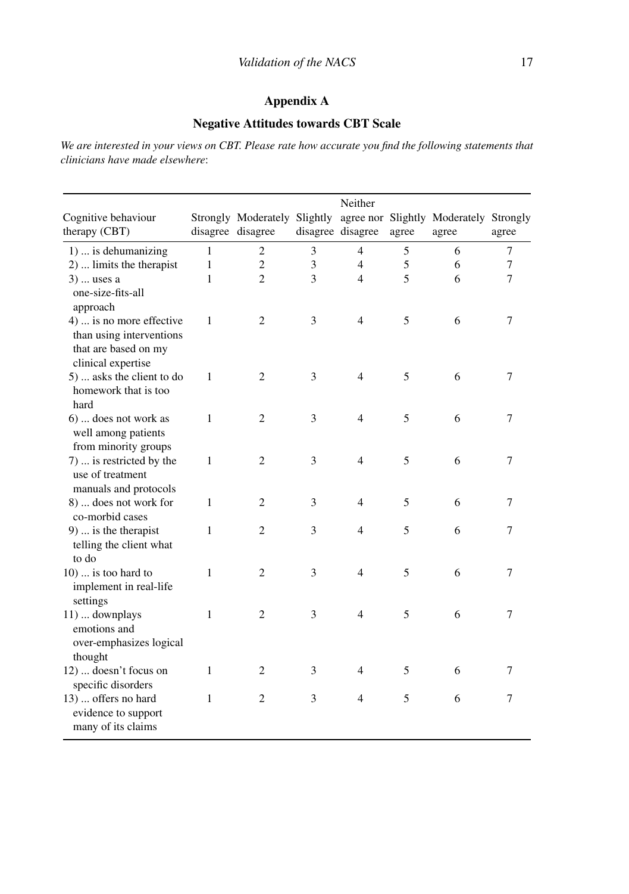## Appendix A

### Negative Attitudes towards CBT Scale

*We are interested in your views on CBT. Please rate how accurate you find the following statements that clinicians have made elsewhere*:

| Cognitive behaviour therapy (CBT) | Strongly disagree | Moderately disagree | Slightly disagree | Neither agree nor disagree | Slightly agree | Moderately agree | Strongly agree |
|---|---|---|---|---|---|---|---|
| 1) ... is dehumanizing | 1 | 2 | 3 | 4 | 5 | 6 | 7 |
| 2) ... limits the therapist | 1 | 2 | 3 | 4 | 5 | 6 | 7 |
| 3) ... uses a one-size-fits-all approach | 1 | 2 | 3 | 4 | 5 | 6 | 7 |
| 4) ... is no more effective than using interventions that are based on my clinical expertise | 1 | 2 | 3 | 4 | 5 | 6 | 7 |
| 5) ... asks the client to do homework that is too hard | 1 | 2 | 3 | 4 | 5 | 6 | 7 |
| 6) ... does not work as well among patients from minority groups | 1 | 2 | 3 | 4 | 5 | 6 | 7 |
| 7) ... is restricted by the use of treatment manuals and protocols | 1 | 2 | 3 | 4 | 5 | 6 | 7 |
| 8) ... does not work for co-morbid cases | 1 | 2 | 3 | 4 | 5 | 6 | 7 |
| 9) ... is the therapist telling the client what to do | 1 | 2 | 3 | 4 | 5 | 6 | 7 |
| 10) ... is too hard to implement in real-life settings | 1 | 2 | 3 | 4 | 5 | 6 | 7 |
| 11) ... downplays emotions and over-emphasizes logical thought | 1 | 2 | 3 | 4 | 5 | 6 | 7 |
| 12) ... doesn't focus on specific disorders | 1 | 2 | 3 | 4 | 5 | 6 | 7 |
| 13) ... offers no hard evidence to support many of its claims | 1 | 2 | 3 | 4 | 5 | 6 | 7 |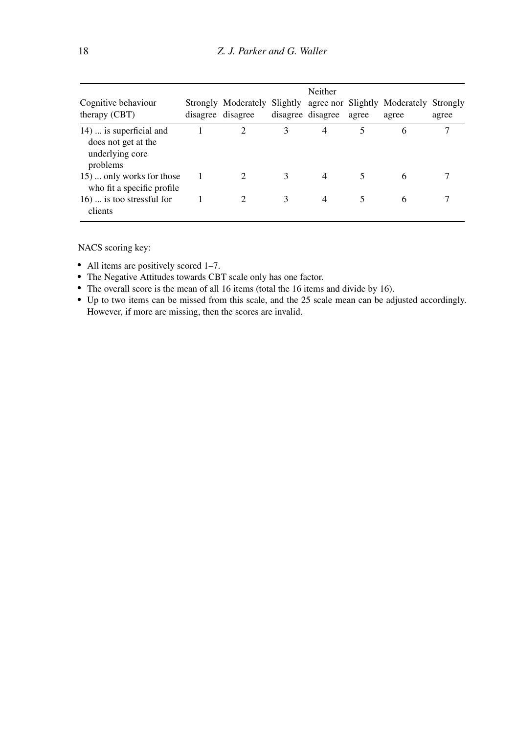| Cognitive behaviour therapy (CBT) | Strongly disagree | Moderately disagree | Slightly disagree | Neither agree nor disagree | Slightly agree | Moderately agree | Strongly agree |
|---|---|---|---|---|---|---|---|
| 14) ... is superficial and does not get at the underlying core problems | 1 | 2 | 3 | 4 | 5 | 6 | 7 |
| 15) ... only works for those who fit a specific profile | 1 | 2 | 3 | 4 | 5 | 6 | 7 |
| 16) ... is too stressful for clients | 1 | 2 | 3 | 4 | 5 | 6 | 7 |

NACS scoring key:

- All items are positively scored 1–7.
- The Negative Attitudes towards CBT scale only has one factor.
- The overall score is the mean of all 16 items (total the 16 items and divide by 16).
- Up to two items can be missed from this scale, and the 25 scale mean can be adjusted accordingly. However, if more are missing, then the scores are invalid.